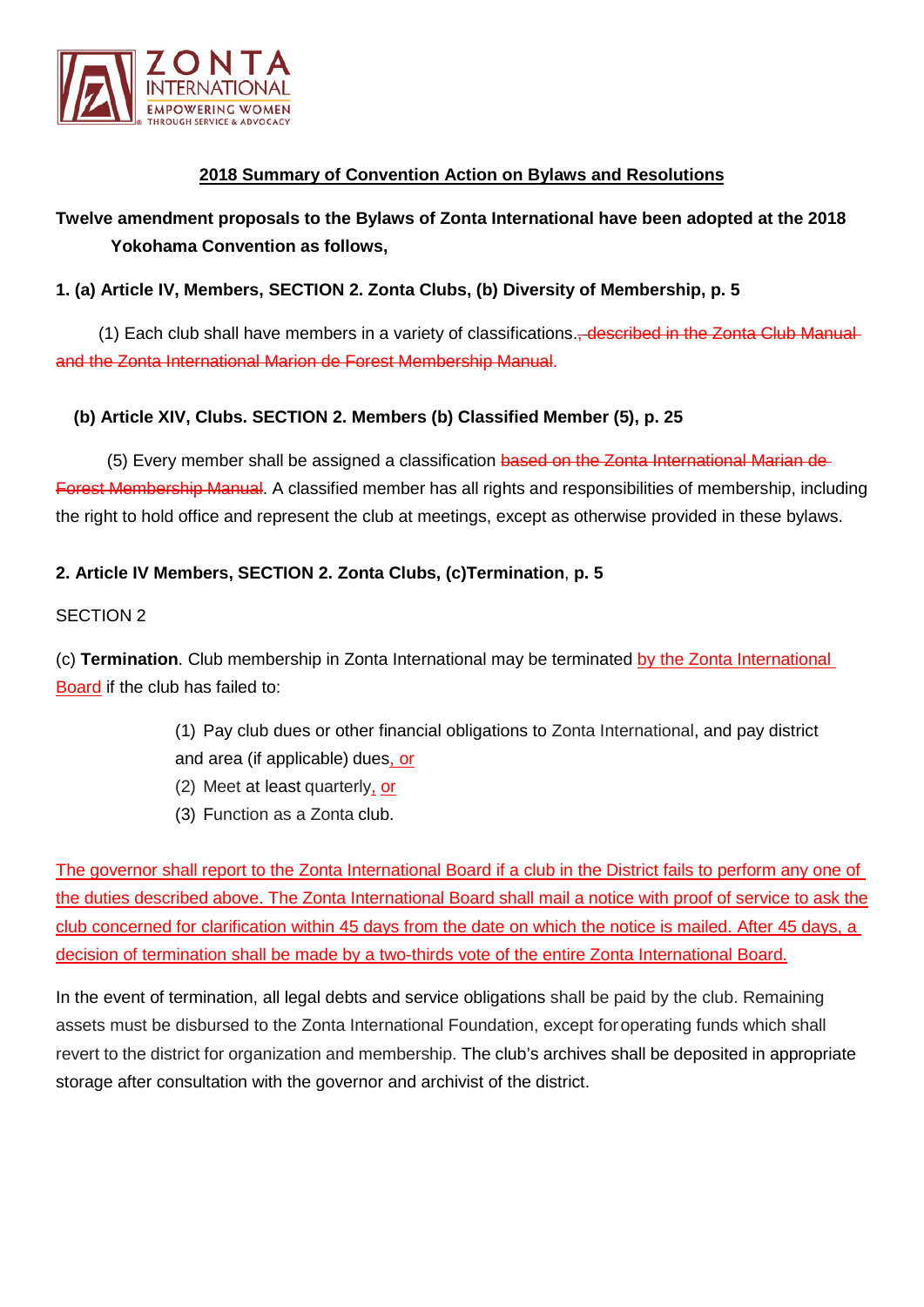**2018 Summary of Convention Action on Bylaws and Resolutions**

**Twelve amendment proposals to the Bylaws of Zonta International have been adopted at the 2018 Yokohama Convention as follows,**

**1. (a) Article IV, Members, SECTION 2. Zonta Clubs, (b) Diversity of Membership, p. 5**

(1) Each club shall have members in a variety of classifications.~~, described in the Zonta Club Manual and the Zonta International Marion de Forest Membership Manual.~~

**(b) Article XIV, Clubs. SECTION 2. Members (b) Classified Member (5), p. 25**

(5) Every member shall be assigned a classification ~~based on the Zonta International Marian de Forest Membership Manual~~. A classified member has all rights and responsibilities of membership, including the right to hold office and represent the club at meetings, except as otherwise provided in these bylaws.

**2. Article IV Members, SECTION 2. Zonta Clubs, (c)Termination, p. 5**

SECTION 2

(c) **Termination**. Club membership in Zonta International may be terminated <u>by the Zonta International Board</u> if the club has failed to:

(1) Pay club dues or other financial obligations to Zonta International, and pay district and area (if applicable) dues<u>, or</u>
(2) Meet at least quarterly<u>, or</u>
(3) Function as a Zonta club.

<u>The governor shall report to the Zonta International Board if a club in the District fails to perform any one of the duties described above. The Zonta International Board shall mail a notice with proof of service to ask the club concerned for clarification within 45 days from the date on which the notice is mailed. After 45 days, a decision of termination shall be made by a two-thirds vote of the entire Zonta International Board.</u>

In the event of termination, all legal debts and service obligations shall be paid by the club. Remaining assets must be disbursed to the Zonta International Foundation, except for operating funds which shall revert to the district for organization and membership. The club's archives shall be deposited in appropriate storage after consultation with the governor and archivist of the district.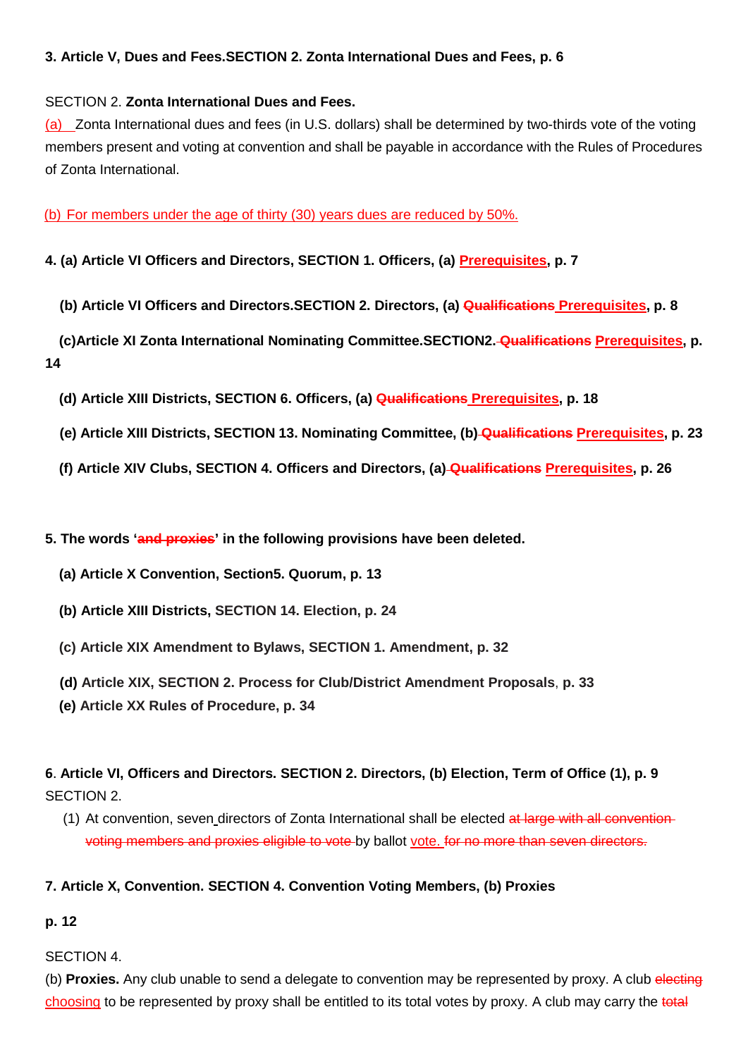**3. Article V, Dues and Fees.SECTION 2. Zonta International Dues and Fees, p. 6**

SECTION 2. **Zonta International Dues and Fees.**

<u>(a)</u> Zonta International dues and fees (in U.S. dollars) shall be determined by two-thirds vote of the voting members present and voting at convention and shall be payable in accordance with the Rules of Procedures of Zonta International.

<u>(b) For members under the age of thirty (30) years dues are reduced by 50%.</u>

**4. (a) Article VI Officers and Directors, SECTION 1. Officers, (a) <u>Prerequisites</u>, p. 7**

**(b) Article VI Officers and Directors.SECTION 2. Directors, (a) ~~Qualifications~~ <u>Prerequisites</u>, p. 8**

**(c)Article XI Zonta International Nominating Committee.SECTION2. ~~Qualifications~~ <u>Prerequisites</u>, p. 14**

**(d) Article XIII Districts, SECTION 6. Officers, (a) ~~Qualifications~~ <u>Prerequisites</u>, p. 18**

**(e) Article XIII Districts, SECTION 13. Nominating Committee, (b) ~~Qualifications~~ <u>Prerequisites</u>, p. 23**

**(f) Article XIV Clubs, SECTION 4. Officers and Directors, (a) ~~Qualifications~~ <u>Prerequisites</u>, p. 26**

**5. The words '~~and proxies~~' in the following provisions have been deleted.**

**(a) Article X Convention, Section5. Quorum, p. 13**

**(b) Article XIII Districts, SECTION 14. Election, p. 24**

**(c) Article XIX Amendment to Bylaws, SECTION 1. Amendment, p. 32**

**(d) Article XIX, SECTION 2. Process for Club/District Amendment Proposals**, **p. 33**

**(e) Article XX Rules of Procedure, p. 34**

**6**. **Article VI, Officers and Directors. SECTION 2. Directors, (b) Election, Term of Office (1), p. 9**

SECTION 2.

(1) At convention, seven directors of Zonta International shall be elected ~~at large with all convention voting members and proxies eligible to vote~~ by ballot <u>vote.</u> ~~for no more than seven directors.~~

**7. Article X, Convention. SECTION 4. Convention Voting Members, (b) Proxies**

**p. 12**

SECTION 4.

(b) **Proxies.** Any club unable to send a delegate to convention may be represented by proxy. A club ~~electing~~ <u>choosing</u> to be represented by proxy shall be entitled to its total votes by proxy. A club may carry the ~~total~~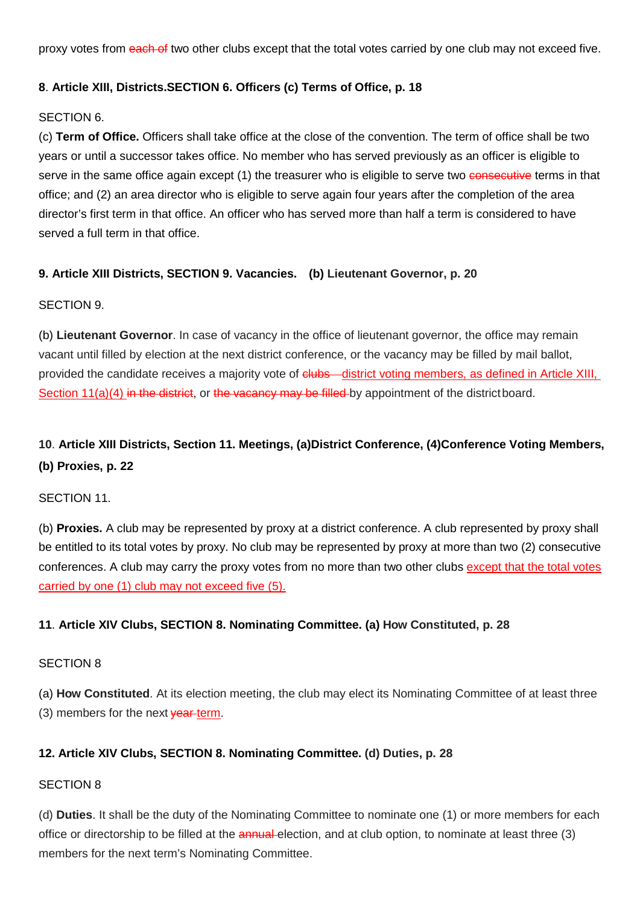proxy votes from ~~each of~~ two other clubs except that the total votes carried by one club may not exceed five.

**8. Article XIII, Districts.SECTION 6. Officers (c) Terms of Office, p. 18**

SECTION 6.

(c) **Term of Office.** Officers shall take office at the close of the convention. The term of office shall be two years or until a successor takes office. No member who has served previously as an officer is eligible to serve in the same office again except (1) the treasurer who is eligible to serve two ~~consecutive~~ terms in that office; and (2) an area director who is eligible to serve again four years after the completion of the area director's first term in that office. An officer who has served more than half a term is considered to have served a full term in that office.

**9. Article XIII Districts, SECTION 9. Vacancies. (b) Lieutenant Governor, p. 20**

SECTION 9.

(b) **Lieutenant Governor**. In case of vacancy in the office of lieutenant governor, the office may remain vacant until filled by election at the next district conference, or the vacancy may be filled by mail ballot, provided the candidate receives a majority vote of ~~clubs~~ <ins>district voting members, as defined in Article XIII, Section 11(a)(4)</ins> ~~in the district~~, or ~~the vacancy may be filled~~ by appointment of the district board.

**10. Article XIII Districts, Section 11. Meetings, (a)District Conference, (4)Conference Voting Members, (b) Proxies, p. 22**

SECTION 11.

(b) **Proxies.** A club may be represented by proxy at a district conference. A club represented by proxy shall be entitled to its total votes by proxy. No club may be represented by proxy at more than two (2) consecutive conferences. A club may carry the proxy votes from no more than two other clubs <ins>except that the total votes carried by one (1) club may not exceed five (5).</ins>

**11. Article XIV Clubs, SECTION 8. Nominating Committee. (a) How Constituted, p. 28**

SECTION 8

(a) **How Constituted**. At its election meeting, the club may elect its Nominating Committee of at least three (3) members for the next ~~year~~ <ins>term</ins>.

**12. Article XIV Clubs, SECTION 8. Nominating Committee. (d) Duties, p. 28**

SECTION 8

(d) **Duties**. It shall be the duty of the Nominating Committee to nominate one (1) or more members for each office or directorship to be filled at the ~~annual~~ election, and at club option, to nominate at least three (3) members for the next term's Nominating Committee.